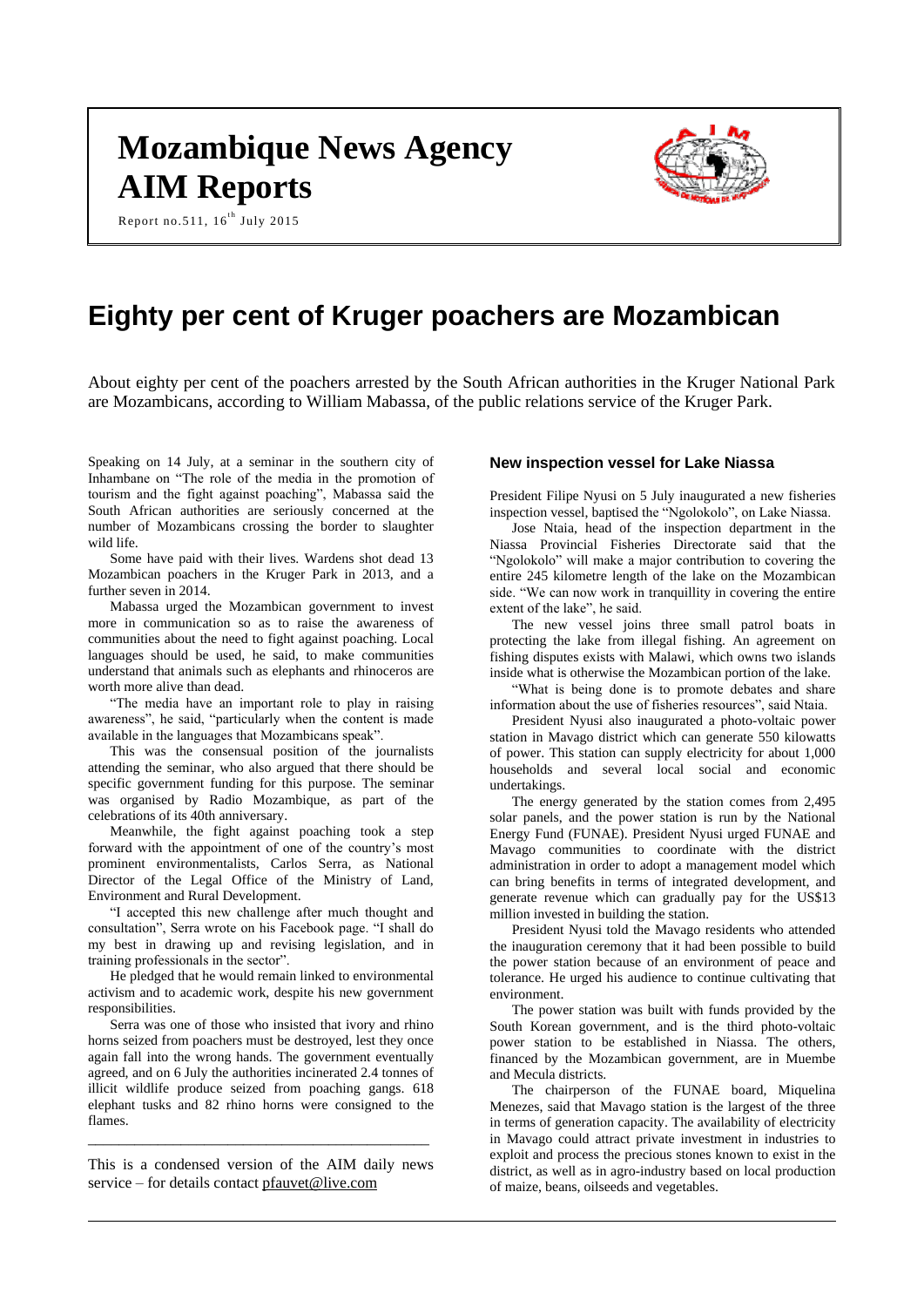# Mozambique News Agency AIM Reports

Report no.511, 16th July 2015

# Eighty per cent of Kruger poachers are Mozambican

About eighty per cent of the poachers arrested by the South African authorities in the Kruger National Park are Mozambicans, according to William Mabassa, of the public relations service of the Kruger Park.

Speaking on 14 July, at a seminar in the southern city of Inhambane on "The role of the media in the promotion of tourism and the fight against poaching", Mabassa said the South African authorities are seriously concerned at the number of Mozambicans crossing the border to slaughter wild life.

Some have paid with their lives. Wardens shot dead 13 Mozambican poachers in the Kruger Park in 2013, and a further seven in 2014.

Mabassa urged the Mozambican government to invest more in communication so as to raise the awareness of communities about the need to fight against poaching. Local languages should be used, he said, to make communities understand that animals such as elephants and rhinoceros are worth more alive than dead.

"The media have an important role to play in raising awareness", he said, "particularly when the content is made available in the languages that Mozambicans speak".

This was the consensual position of the journalists attending the seminar, who also argued that there should be specific government funding for this purpose. The seminar was organised by Radio Mozambique, as part of the celebrations of its 40th anniversary.

Meanwhile, the fight against poaching took a step forward with the appointment of one of the country's most prominent environmentalists, Carlos Serra, as National Director of the Legal Office of the Ministry of Land, Environment and Rural Development.

"I accepted this new challenge after much thought and consultation", Serra wrote on his Facebook page. "I shall do my best in drawing up and revising legislation, and in training professionals in the sector".

He pledged that he would remain linked to environmental activism and to academic work, despite his new government responsibilities.

Serra was one of those who insisted that ivory and rhino horns seized from poachers must be destroyed, lest they once again fall into the wrong hands. The government eventually agreed, and on 6 July the authorities incinerated 2.4 tonnes of illicit wildlife produce seized from poaching gangs. 618 elephant tusks and 82 rhino horns were consigned to the flames.

---

This is a condensed version of the AIM daily news service – for details contact pfauvet@live.com

## New inspection vessel for Lake Niassa

President Filipe Nyusi on 5 July inaugurated a new fisheries inspection vessel, baptised the "Ngolokolo", on Lake Niassa.

Jose Ntaia, head of the inspection department in the Niassa Provincial Fisheries Directorate said that the "Ngolokolo" will make a major contribution to covering the entire 245 kilometre length of the lake on the Mozambican side. "We can now work in tranquillity in covering the entire extent of the lake", he said.

The new vessel joins three small patrol boats in protecting the lake from illegal fishing. An agreement on fishing disputes exists with Malawi, which owns two islands inside what is otherwise the Mozambican portion of the lake.

"What is being done is to promote debates and share information about the use of fisheries resources", said Ntaia.

President Nyusi also inaugurated a photo-voltaic power station in Mavago district which can generate 550 kilowatts of power. This station can supply electricity for about 1,000 households and several local social and economic undertakings.

The energy generated by the station comes from 2,495 solar panels, and the power station is run by the National Energy Fund (FUNAE). President Nyusi urged FUNAE and Mavago communities to coordinate with the district administration in order to adopt a management model which can bring benefits in terms of integrated development, and generate revenue which can gradually pay for the US$13 million invested in building the station.

President Nyusi told the Mavago residents who attended the inauguration ceremony that it had been possible to build the power station because of an environment of peace and tolerance. He urged his audience to continue cultivating that environment.

The power station was built with funds provided by the South Korean government, and is the third photo-voltaic power station to be established in Niassa. The others, financed by the Mozambican government, are in Muembe and Mecula districts.

The chairperson of the FUNAE board, Miquelina Menezes, said that Mavago station is the largest of the three in terms of generation capacity. The availability of electricity in Mavago could attract private investment in industries to exploit and process the precious stones known to exist in the district, as well as in agro-industry based on local production of maize, beans, oilseeds and vegetables.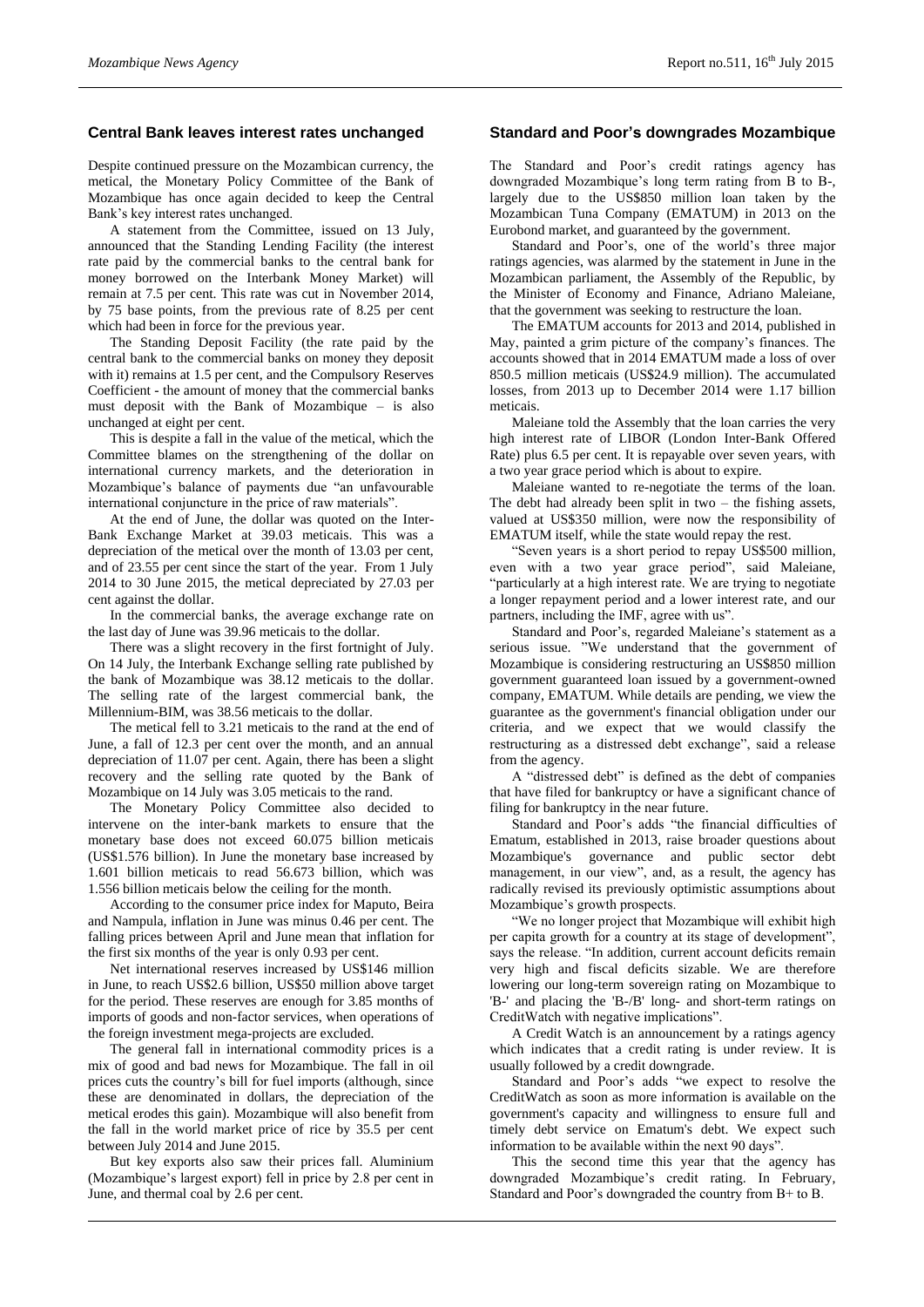## Central Bank leaves interest rates unchanged

Despite continued pressure on the Mozambican currency, the metical, the Monetary Policy Committee of the Bank of Mozambique has once again decided to keep the Central Bank's key interest rates unchanged.

A statement from the Committee, issued on 13 July, announced that the Standing Lending Facility (the interest rate paid by the commercial banks to the central bank for money borrowed on the Interbank Money Market) will remain at 7.5 per cent. This rate was cut in November 2014, by 75 base points, from the previous rate of 8.25 per cent which had been in force for the previous year.

The Standing Deposit Facility (the rate paid by the central bank to the commercial banks on money they deposit with it) remains at 1.5 per cent, and the Compulsory Reserves Coefficient - the amount of money that the commercial banks must deposit with the Bank of Mozambique – is also unchanged at eight per cent.

This is despite a fall in the value of the metical, which the Committee blames on the strengthening of the dollar on international currency markets, and the deterioration in Mozambique's balance of payments due "an unfavourable international conjuncture in the price of raw materials".

At the end of June, the dollar was quoted on the Inter-Bank Exchange Market at 39.03 meticais. This was a depreciation of the metical over the month of 13.03 per cent, and of 23.55 per cent since the start of the year. From 1 July 2014 to 30 June 2015, the metical depreciated by 27.03 per cent against the dollar.

In the commercial banks, the average exchange rate on the last day of June was 39.96 meticais to the dollar.

There was a slight recovery in the first fortnight of July. On 14 July, the Interbank Exchange selling rate published by the bank of Mozambique was 38.12 meticais to the dollar. The selling rate of the largest commercial bank, the Millennium-BIM, was 38.56 meticais to the dollar.

The metical fell to 3.21 meticais to the rand at the end of June, a fall of 12.3 per cent over the month, and an annual depreciation of 11.07 per cent. Again, there has been a slight recovery and the selling rate quoted by the Bank of Mozambique on 14 July was 3.05 meticais to the rand.

The Monetary Policy Committee also decided to intervene on the inter-bank markets to ensure that the monetary base does not exceed 60.075 billion meticais (US$1.576 billion). In June the monetary base increased by 1.601 billion meticais to read 56.673 billion, which was 1.556 billion meticais below the ceiling for the month.

According to the consumer price index for Maputo, Beira and Nampula, inflation in June was minus 0.46 per cent. The falling prices between April and June mean that inflation for the first six months of the year is only 0.93 per cent.

Net international reserves increased by US$146 million in June, to reach US$2.6 billion, US$50 million above target for the period. These reserves are enough for 3.85 months of imports of goods and non-factor services, when operations of the foreign investment mega-projects are excluded.

The general fall in international commodity prices is a mix of good and bad news for Mozambique. The fall in oil prices cuts the country's bill for fuel imports (although, since these are denominated in dollars, the depreciation of the metical erodes this gain). Mozambique will also benefit from the fall in the world market price of rice by 35.5 per cent between July 2014 and June 2015.

But key exports also saw their prices fall. Aluminium (Mozambique's largest export) fell in price by 2.8 per cent in June, and thermal coal by 2.6 per cent.

## Standard and Poor's downgrades Mozambique

The Standard and Poor's credit ratings agency has downgraded Mozambique's long term rating from B to B-, largely due to the US$850 million loan taken by the Mozambican Tuna Company (EMATUM) in 2013 on the Eurobond market, and guaranteed by the government.

Standard and Poor's, one of the world's three major ratings agencies, was alarmed by the statement in June in the Mozambican parliament, the Assembly of the Republic, by the Minister of Economy and Finance, Adriano Maleiane, that the government was seeking to restructure the loan.

The EMATUM accounts for 2013 and 2014, published in May, painted a grim picture of the company's finances. The accounts showed that in 2014 EMATUM made a loss of over 850.5 million meticais (US$24.9 million). The accumulated losses, from 2013 up to December 2014 were 1.17 billion meticais.

Maleiane told the Assembly that the loan carries the very high interest rate of LIBOR (London Inter-Bank Offered Rate) plus 6.5 per cent. It is repayable over seven years, with a two year grace period which is about to expire.

Maleiane wanted to re-negotiate the terms of the loan. The debt had already been split in two – the fishing assets, valued at US$350 million, were now the responsibility of EMATUM itself, while the state would repay the rest.

"Seven years is a short period to repay US$500 million, even with a two year grace period", said Maleiane, "particularly at a high interest rate. We are trying to negotiate a longer repayment period and a lower interest rate, and our partners, including the IMF, agree with us".

Standard and Poor's, regarded Maleiane's statement as a serious issue. "We understand that the government of Mozambique is considering restructuring an US$850 million government guaranteed loan issued by a government-owned company, EMATUM. While details are pending, we view the guarantee as the government's financial obligation under our criteria, and we expect that we would classify the restructuring as a distressed debt exchange", said a release from the agency.

A "distressed debt" is defined as the debt of companies that have filed for bankruptcy or have a significant chance of filing for bankruptcy in the near future.

Standard and Poor's adds "the financial difficulties of Ematum, established in 2013, raise broader questions about Mozambique's governance and public sector debt management, in our view", and, as a result, the agency has radically revised its previously optimistic assumptions about Mozambique's growth prospects.

"We no longer project that Mozambique will exhibit high per capita growth for a country at its stage of development", says the release. "In addition, current account deficits remain very high and fiscal deficits sizable. We are therefore lowering our long-term sovereign rating on Mozambique to 'B-' and placing the 'B-/B' long- and short-term ratings on CreditWatch with negative implications".

A Credit Watch is an announcement by a ratings agency which indicates that a credit rating is under review. It is usually followed by a credit downgrade.

Standard and Poor's adds "we expect to resolve the CreditWatch as soon as more information is available on the government's capacity and willingness to ensure full and timely debt service on Ematum's debt. We expect such information to be available within the next 90 days".

This the second time this year that the agency has downgraded Mozambique's credit rating. In February, Standard and Poor's downgraded the country from B+ to B.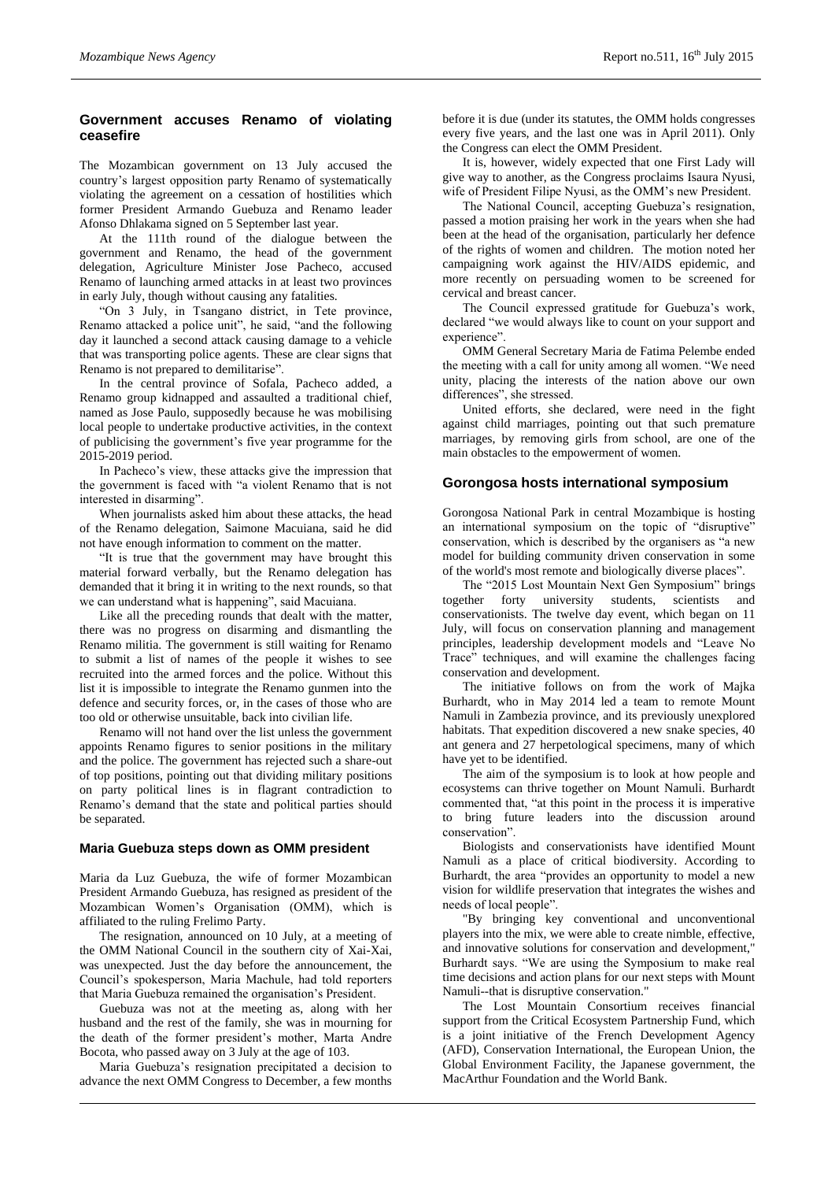## Government accuses Renamo of violating ceasefire

The Mozambican government on 13 July accused the country's largest opposition party Renamo of systematically violating the agreement on a cessation of hostilities which former President Armando Guebuza and Renamo leader Afonso Dhlakama signed on 5 September last year.

At the 111th round of the dialogue between the government and Renamo, the head of the government delegation, Agriculture Minister Jose Pacheco, accused Renamo of launching armed attacks in at least two provinces in early July, though without causing any fatalities.

"On 3 July, in Tsangano district, in Tete province, Renamo attacked a police unit", he said, "and the following day it launched a second attack causing damage to a vehicle that was transporting police agents. These are clear signs that Renamo is not prepared to demilitarise".

In the central province of Sofala, Pacheco added, a Renamo group kidnapped and assaulted a traditional chief, named as Jose Paulo, supposedly because he was mobilising local people to undertake productive activities, in the context of publicising the government's five year programme for the 2015-2019 period.

In Pacheco's view, these attacks give the impression that the government is faced with "a violent Renamo that is not interested in disarming".

When journalists asked him about these attacks, the head of the Renamo delegation, Saimone Macuiana, said he did not have enough information to comment on the matter.

"It is true that the government may have brought this material forward verbally, but the Renamo delegation has demanded that it bring it in writing to the next rounds, so that we can understand what is happening", said Macuiana.

Like all the preceding rounds that dealt with the matter, there was no progress on disarming and dismantling the Renamo militia. The government is still waiting for Renamo to submit a list of names of the people it wishes to see recruited into the armed forces and the police. Without this list it is impossible to integrate the Renamo gunmen into the defence and security forces, or, in the cases of those who are too old or otherwise unsuitable, back into civilian life.

Renamo will not hand over the list unless the government appoints Renamo figures to senior positions in the military and the police. The government has rejected such a share-out of top positions, pointing out that dividing military positions on party political lines is in flagrant contradiction to Renamo's demand that the state and political parties should be separated.

## Maria Guebuza steps down as OMM president

Maria da Luz Guebuza, the wife of former Mozambican President Armando Guebuza, has resigned as president of the Mozambican Women's Organisation (OMM), which is affiliated to the ruling Frelimo Party.

The resignation, announced on 10 July, at a meeting of the OMM National Council in the southern city of Xai-Xai, was unexpected. Just the day before the announcement, the Council's spokesperson, Maria Machule, had told reporters that Maria Guebuza remained the organisation's President.

Guebuza was not at the meeting as, along with her husband and the rest of the family, she was in mourning for the death of the former president's mother, Marta Andre Bocota, who passed away on 3 July at the age of 103.

Maria Guebuza's resignation precipitated a decision to advance the next OMM Congress to December, a few months before it is due (under its statutes, the OMM holds congresses every five years, and the last one was in April 2011). Only the Congress can elect the OMM President.

It is, however, widely expected that one First Lady will give way to another, as the Congress proclaims Isaura Nyusi, wife of President Filipe Nyusi, as the OMM's new President.

The National Council, accepting Guebuza's resignation, passed a motion praising her work in the years when she had been at the head of the organisation, particularly her defence of the rights of women and children. The motion noted her campaigning work against the HIV/AIDS epidemic, and more recently on persuading women to be screened for cervical and breast cancer.

The Council expressed gratitude for Guebuza's work, declared "we would always like to count on your support and experience".

OMM General Secretary Maria de Fatima Pelembe ended the meeting with a call for unity among all women. "We need unity, placing the interests of the nation above our own differences", she stressed.

United efforts, she declared, were need in the fight against child marriages, pointing out that such premature marriages, by removing girls from school, are one of the main obstacles to the empowerment of women.

## Gorongosa hosts international symposium

Gorongosa National Park in central Mozambique is hosting an international symposium on the topic of "disruptive" conservation, which is described by the organisers as "a new model for building community driven conservation in some of the world's most remote and biologically diverse places".

The "2015 Lost Mountain Next Gen Symposium" brings together forty university students, scientists and conservationists. The twelve day event, which began on 11 July, will focus on conservation planning and management principles, leadership development models and "Leave No Trace" techniques, and will examine the challenges facing conservation and development.

The initiative follows on from the work of Majka Burhardt, who in May 2014 led a team to remote Mount Namuli in Zambezia province, and its previously unexplored habitats. That expedition discovered a new snake species, 40 ant genera and 27 herpetological specimens, many of which have yet to be identified.

The aim of the symposium is to look at how people and ecosystems can thrive together on Mount Namuli. Burhardt commented that, "at this point in the process it is imperative to bring future leaders into the discussion around conservation".

Biologists and conservationists have identified Mount Namuli as a place of critical biodiversity. According to Burhardt, the area "provides an opportunity to model a new vision for wildlife preservation that integrates the wishes and needs of local people".

"By bringing key conventional and unconventional players into the mix, we were able to create nimble, effective, and innovative solutions for conservation and development," Burhardt says. "We are using the Symposium to make real time decisions and action plans for our next steps with Mount Namuli--that is disruptive conservation."

The Lost Mountain Consortium receives financial support from the Critical Ecosystem Partnership Fund, which is a joint initiative of the French Development Agency (AFD), Conservation International, the European Union, the Global Environment Facility, the Japanese government, the MacArthur Foundation and the World Bank.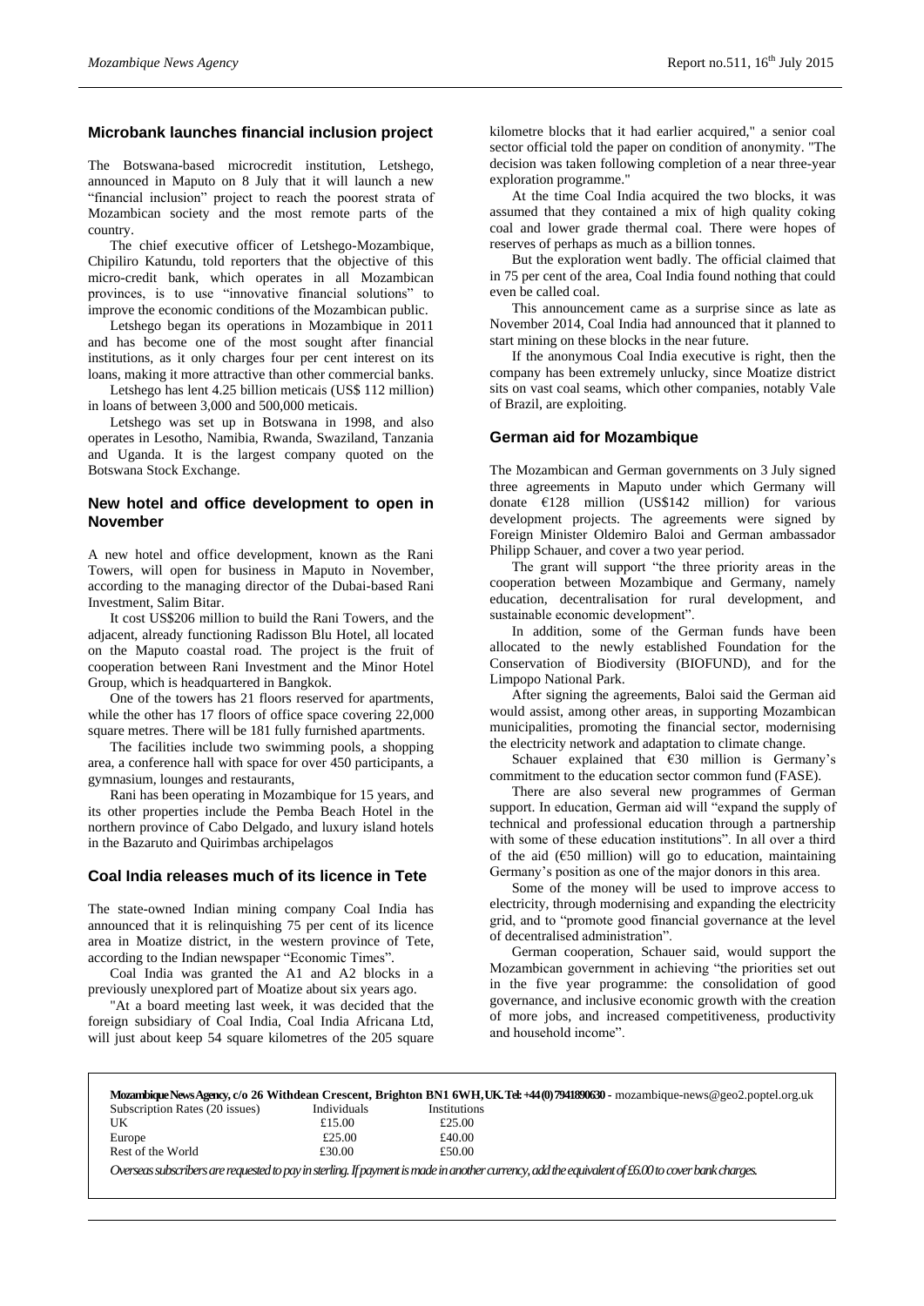## Microbank launches financial inclusion project

The Botswana-based microcredit institution, Letshego, announced in Maputo on 8 July that it will launch a new "financial inclusion" project to reach the poorest strata of Mozambican society and the most remote parts of the country.

The chief executive officer of Letshego-Mozambique, Chipiliro Katundu, told reporters that the objective of this micro-credit bank, which operates in all Mozambican provinces, is to use "innovative financial solutions" to improve the economic conditions of the Mozambican public.

Letshego began its operations in Mozambique in 2011 and has become one of the most sought after financial institutions, as it only charges four per cent interest on its loans, making it more attractive than other commercial banks.

Letshego has lent 4.25 billion meticais (US$ 112 million) in loans of between 3,000 and 500,000 meticais.

Letshego was set up in Botswana in 1998, and also operates in Lesotho, Namibia, Rwanda, Swaziland, Tanzania and Uganda. It is the largest company quoted on the Botswana Stock Exchange.

## New hotel and office development to open in November

A new hotel and office development, known as the Rani Towers, will open for business in Maputo in November, according to the managing director of the Dubai-based Rani Investment, Salim Bitar.

It cost US$206 million to build the Rani Towers, and the adjacent, already functioning Radisson Blu Hotel, all located on the Maputo coastal road. The project is the fruit of cooperation between Rani Investment and the Minor Hotel Group, which is headquartered in Bangkok.

One of the towers has 21 floors reserved for apartments, while the other has 17 floors of office space covering 22,000 square metres. There will be 181 fully furnished apartments.

The facilities include two swimming pools, a shopping area, a conference hall with space for over 450 participants, a gymnasium, lounges and restaurants,

Rani has been operating in Mozambique for 15 years, and its other properties include the Pemba Beach Hotel in the northern province of Cabo Delgado, and luxury island hotels in the Bazaruto and Quirimbas archipelagos

## Coal India releases much of its licence in Tete

The state-owned Indian mining company Coal India has announced that it is relinquishing 75 per cent of its licence area in Moatize district, in the western province of Tete, according to the Indian newspaper "Economic Times".

Coal India was granted the A1 and A2 blocks in a previously unexplored part of Moatize about six years ago.

"At a board meeting last week, it was decided that the foreign subsidiary of Coal India, Coal India Africana Ltd, will just about keep 54 square kilometres of the 205 square kilometre blocks that it had earlier acquired," a senior coal sector official told the paper on condition of anonymity. "The decision was taken following completion of a near three-year exploration programme."

At the time Coal India acquired the two blocks, it was assumed that they contained a mix of high quality coking coal and lower grade thermal coal. There were hopes of reserves of perhaps as much as a billion tonnes.

But the exploration went badly. The official claimed that in 75 per cent of the area, Coal India found nothing that could even be called coal.

This announcement came as a surprise since as late as November 2014, Coal India had announced that it planned to start mining on these blocks in the near future.

If the anonymous Coal India executive is right, then the company has been extremely unlucky, since Moatize district sits on vast coal seams, which other companies, notably Vale of Brazil, are exploiting.

## German aid for Mozambique

The Mozambican and German governments on 3 July signed three agreements in Maputo under which Germany will donate €128 million (US$142 million) for various development projects. The agreements were signed by Foreign Minister Oldemiro Baloi and German ambassador Philipp Schauer, and cover a two year period.

The grant will support "the three priority areas in the cooperation between Mozambique and Germany, namely education, decentralisation for rural development, and sustainable economic development".

In addition, some of the German funds have been allocated to the newly established Foundation for the Conservation of Biodiversity (BIOFUND), and for the Limpopo National Park.

After signing the agreements, Baloi said the German aid would assist, among other areas, in supporting Mozambican municipalities, promoting the financial sector, modernising the electricity network and adaptation to climate change.

Schauer explained that €30 million is Germany's commitment to the education sector common fund (FASE).

There are also several new programmes of German support. In education, German aid will "expand the supply of technical and professional education through a partnership with some of these education institutions". In all over a third of the aid (€50 million) will go to education, maintaining Germany's position as one of the major donors in this area.

Some of the money will be used to improve access to electricity, through modernising and expanding the electricity grid, and to "promote good financial governance at the level of decentralised administration".

German cooperation, Schauer said, would support the Mozambican government in achieving "the priorities set out in the five year programme: the consolidation of good governance, and inclusive economic growth with the creation of more jobs, and increased competitiveness, productivity and household income".

---

**Mozambique News Agency, c/o 26 Withdean Crescent, Brighton BN1 6WH, UK. Tel: +44 (0) 7941890630** - mozambique-news@geo2.poptel.org.uk

| Subscription Rates (20 issues) | Individuals | Institutions |
|---|---|---|
| UK | £15.00 | £25.00 |
| Europe | £25.00 | £40.00 |
| Rest of the World | £30.00 | £50.00 |

*Overseas subscribers are requested to pay in sterling. If payment is made in another currency, add the equivalent of £6.00 to cover bank charges.*